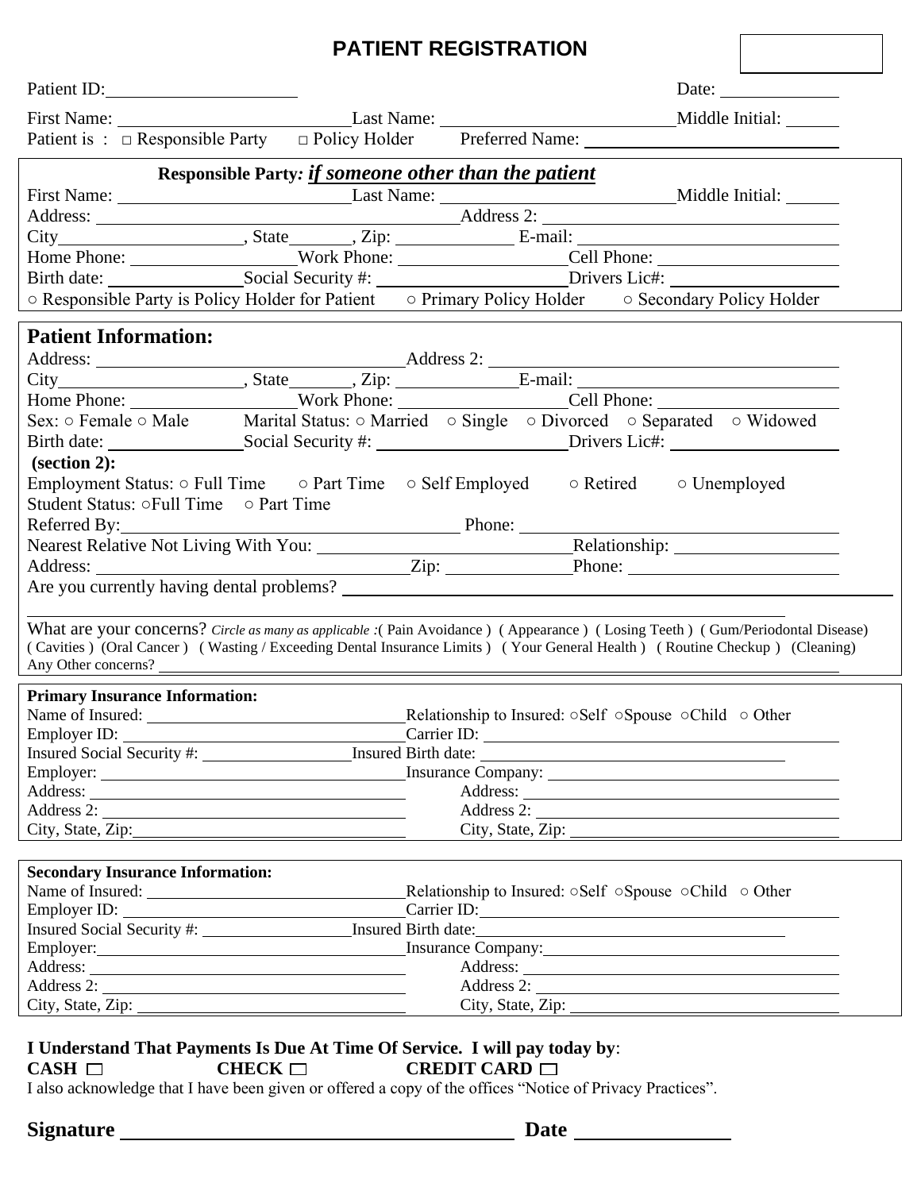# PATIENT REGISTRATION

Patient ID: ____________________ Date: ____________

First Name: ______________________ Last Name: ______________________ Middle Initial: _____

Patient is : □ Responsible Party □ Policy Holder Preferred Name: ______________________

**Responsible Party:** ***if someone other than the patient***

First Name: ______________________ Last Name: ______________________ Middle Initial: _____

Address: ______________________ Address 2: ______________________

City__________________, State______, Zip: ____________ E-mail: ______________________

Home Phone: ________________ Work Phone: ________________ Cell Phone: ________________

Birth date: ______________ Social Security #: ____________________ Drivers Lic#: ________________

○ Responsible Party is Policy Holder for Patient ○ Primary Policy Holder ○ Secondary Policy Holder

## Patient Information:

Address: ______________________ Address 2: ______________________

City__________________, State______, Zip: ____________ E-mail: ______________________

Home Phone: ________________ Work Phone: ________________ Cell Phone: ________________

Sex: ○ Female ○ Male Marital Status: ○ Married ○ Single ○ Divorced ○ Separated ○ Widowed

Birth date: ______________ Social Security #: ____________________ Drivers Lic#: ________________

**(section 2):**

Employment Status: ○ Full Time ○ Part Time ○ Self Employed ○ Retired ○ Unemployed

Student Status: ○Full Time ○ Part Time

Referred By: ______________________ Phone: ______________________

Nearest Relative Not Living With You: ______________________ Relationship: ________________

Address: ______________________ Zip: ____________ Phone: ________________

Are you currently having dental problems? ______________________________________________

______________________________________________

What are your concerns? *Circle as many as applicable* :( Pain Avoidance ) ( Appearance ) ( Losing Teeth ) ( Gum/Periodontal Disease ) ( Cavities ) (Oral Cancer ) ( Wasting / Exceeding Dental Insurance Limits ) ( Your General Health ) ( Routine Checkup ) (Cleaning)

Any Other concerns? ______________________________________________

**Primary Insurance Information:**

Name of Insured: ______________________ Relationship to Insured: ○Self ○Spouse ○Child ○ Other

Employer ID: ______________________ Carrier ID: ______________________

Insured Social Security #: ________________ Insured Birth date: ______________________

Employer: ______________________ Insurance Company: ______________________

Address: ______________________ Address: ______________________

Address 2: ______________________ Address 2: ______________________

City, State, Zip: ______________________ City, State, Zip: ______________________

**Secondary Insurance Information:**

Name of Insured: ______________________ Relationship to Insured: ○Self ○Spouse ○Child ○ Other

Employer ID: ______________________ Carrier ID: ______________________

Insured Social Security #: ________________ Insured Birth date: ______________________

Employer: ______________________ Insurance Company: ______________________

Address: ______________________ Address: ______________________

Address 2: ______________________ Address 2: ______________________

City, State, Zip: ______________________ City, State, Zip: ______________________

**I Understand That Payments Is Due At Time Of Service. I will pay today by**:

**CASH** □ **CHECK** □ **CREDIT CARD** □

I also acknowledge that I have been given or offered a copy of the offices "Notice of Privacy Practices".

**Signature** ______________________________ **Date** ______________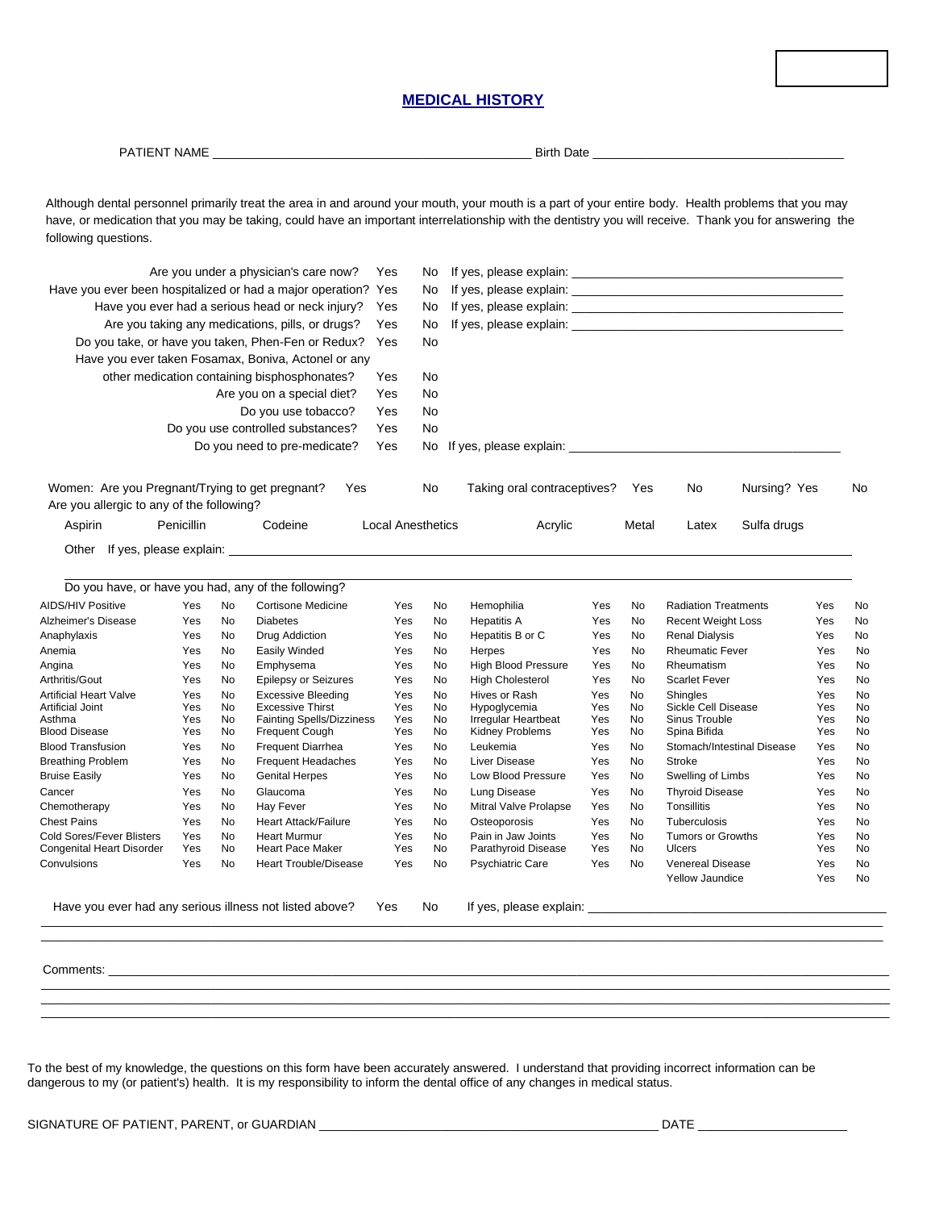## MEDICAL HISTORY

PATIENT NAME ______________________________ Birth Date ______________________

Although dental personnel primarily treat the area in and around your mouth, your mouth is a part of your entire body. Health problems that you may have, or medication that you may be taking, could have an important interrelationship with the dentistry you will receive. Thank you for answering the following questions.

| | | | |
|---|---|---|---|
| Are you under a physician's care now? | Yes | No | If yes, please explain: ______________________ |
| Have you ever been hospitalized or had a major operation? | Yes | No | If yes, please explain: ______________________ |
| Have you ever had a serious head or neck injury? | Yes | No | If yes, please explain: ______________________ |
| Are you taking any medications, pills, or drugs? | Yes | No | If yes, please explain: ______________________ |
| Do you take, or have you taken, Phen-Fen or Redux? | Yes | No | |
| Have you ever taken Fosamax, Boniva, Actonel or any other medication containing bisphosphonates? | Yes | No | |
| Are you on a special diet? | Yes | No | |
| Do you use tobacco? | Yes | No | |
| Do you use controlled substances? | Yes | No | |
| Do you need to pre-medicate? | Yes | No | If yes, please explain: ______________________ |

Women: Are you Pregnant/Trying to get pregnant? Yes No Taking oral contraceptives? Yes No Nursing? Yes No

Are you allergic to any of the following?

Aspirin Penicillin Codeine Local Anesthetics Acrylic Metal Latex Sulfa drugs

Other If yes, please explain: ______________________________________________

Do you have, or have you had, any of the following?

| | | | | | | | | | | | | | | |
|---|---|---|---|---|---|---|---|---|---|---|---|---|---|---|
| AIDS/HIV Positive | Yes | No | Cortisone Medicine | Yes | No | Hemophilia | Yes | No | Radiation Treatments | Yes | No |
| Alzheimer's Disease | Yes | No | Diabetes | Yes | No | Hepatitis A | Yes | No | Recent Weight Loss | Yes | No |
| Anaphylaxis | Yes | No | Drug Addiction | Yes | No | Hepatitis B or C | Yes | No | Renal Dialysis | Yes | No |
| Anemia | Yes | No | Easily Winded | Yes | No | Herpes | Yes | No | Rheumatic Fever | Yes | No |
| Angina | Yes | No | Emphysema | Yes | No | High Blood Pressure | Yes | No | Rheumatism | Yes | No |
| Arthritis/Gout | Yes | No | Epilepsy or Seizures | Yes | No | High Cholesterol | Yes | No | Scarlet Fever | Yes | No |
| Artificial Heart Valve | Yes | No | Excessive Bleeding | Yes | No | Hives or Rash | Yes | No | Shingles | Yes | No |
| Artificial Joint | Yes | No | Excessive Thirst | Yes | No | Hypoglycemia | Yes | No | Sickle Cell Disease | Yes | No |
| Asthma | Yes | No | Fainting Spells/Dizziness | Yes | No | Irregular Heartbeat | Yes | No | Sinus Trouble | Yes | No |
| Blood Disease | Yes | No | Frequent Cough | Yes | No | Kidney Problems | Yes | No | Spina Bifida | Yes | No |
| Blood Transfusion | Yes | No | Frequent Diarrhea | Yes | No | Leukemia | Yes | No | Stomach/Intestinal Disease | Yes | No |
| Breathing Problem | Yes | No | Frequent Headaches | Yes | No | Liver Disease | Yes | No | Stroke | Yes | No |
| Bruise Easily | Yes | No | Genital Herpes | Yes | No | Low Blood Pressure | Yes | No | Swelling of Limbs | Yes | No |
| Cancer | Yes | No | Glaucoma | Yes | No | Lung Disease | Yes | No | Thyroid Disease | Yes | No |
| Chemotherapy | Yes | No | Hay Fever | Yes | No | Mitral Valve Prolapse | Yes | No | Tonsillitis | Yes | No |
| Chest Pains | Yes | No | Heart Attack/Failure | Yes | No | Osteoporosis | Yes | No | Tuberculosis | Yes | No |
| Cold Sores/Fever Blisters | Yes | No | Heart Murmur | Yes | No | Pain in Jaw Joints | Yes | No | Tumors or Growths | Yes | No |
| Congenital Heart Disorder | Yes | No | Heart Pace Maker | Yes | No | Parathyroid Disease | Yes | No | Ulcers | Yes | No |
| Convulsions | Yes | No | Heart Trouble/Disease | Yes | No | Psychiatric Care | Yes | No | Venereal Disease | Yes | No |
| | | | | | | | | | Yellow Jaundice | Yes | No |

Have you ever had any serious illness not listed above? Yes No If yes, please explain: ______________________

Comments: ______________________________________________

To the best of my knowledge, the questions on this form have been accurately answered. I understand that providing incorrect information can be dangerous to my (or patient's) health. It is my responsibility to inform the dental office of any changes in medical status.

SIGNATURE OF PATIENT, PARENT, or GUARDIAN ______________________________ DATE ______________